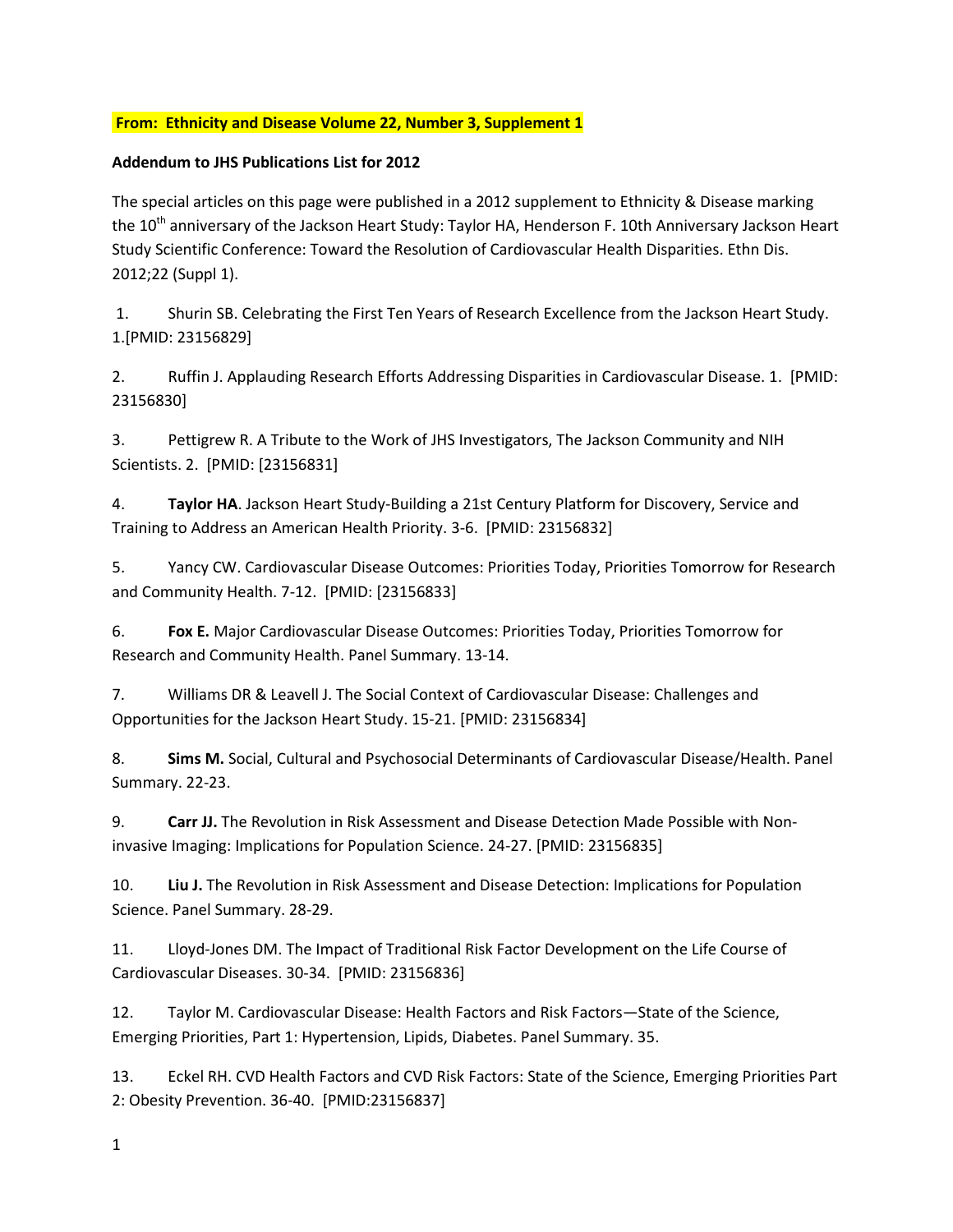**From: Ethnicity and Disease Volume 22, Number 3, Supplement 1**

**Addendum to JHS Publications List for 2012**

The special articles on this page were published in a 2012 supplement to Ethnicity & Disease marking the 10th anniversary of the Jackson Heart Study: Taylor HA, Henderson F. 10th Anniversary Jackson Heart Study Scientific Conference: Toward the Resolution of Cardiovascular Health Disparities. Ethn Dis. 2012;22 (Suppl 1).

1. Shurin SB. Celebrating the First Ten Years of Research Excellence from the Jackson Heart Study. 1.[PMID: 23156829]

2. Ruffin J. Applauding Research Efforts Addressing Disparities in Cardiovascular Disease. 1. [PMID: 23156830]

3. Pettigrew R. A Tribute to the Work of JHS Investigators, The Jackson Community and NIH Scientists. 2. [PMID: [23156831]

4. **Taylor HA**. Jackson Heart Study-Building a 21st Century Platform for Discovery, Service and Training to Address an American Health Priority. 3-6. [PMID: 23156832]

5. Yancy CW. Cardiovascular Disease Outcomes: Priorities Today, Priorities Tomorrow for Research and Community Health. 7-12. [PMID: [23156833]

6. **Fox E.** Major Cardiovascular Disease Outcomes: Priorities Today, Priorities Tomorrow for Research and Community Health. Panel Summary. 13-14.

7. Williams DR & Leavell J. The Social Context of Cardiovascular Disease: Challenges and Opportunities for the Jackson Heart Study. 15-21. [PMID: 23156834]

8. **Sims M.** Social, Cultural and Psychosocial Determinants of Cardiovascular Disease/Health. Panel Summary. 22-23.

9. **Carr JJ.** The Revolution in Risk Assessment and Disease Detection Made Possible with Non-invasive Imaging: Implications for Population Science. 24-27. [PMID: 23156835]

10. **Liu J.** The Revolution in Risk Assessment and Disease Detection: Implications for Population Science. Panel Summary. 28-29.

11. Lloyd-Jones DM. The Impact of Traditional Risk Factor Development on the Life Course of Cardiovascular Diseases. 30-34. [PMID: 23156836]

12. Taylor M. Cardiovascular Disease: Health Factors and Risk Factors—State of the Science, Emerging Priorities, Part 1: Hypertension, Lipids, Diabetes. Panel Summary. 35.

13. Eckel RH. CVD Health Factors and CVD Risk Factors: State of the Science, Emerging Priorities Part 2: Obesity Prevention. 36-40. [PMID:23156837]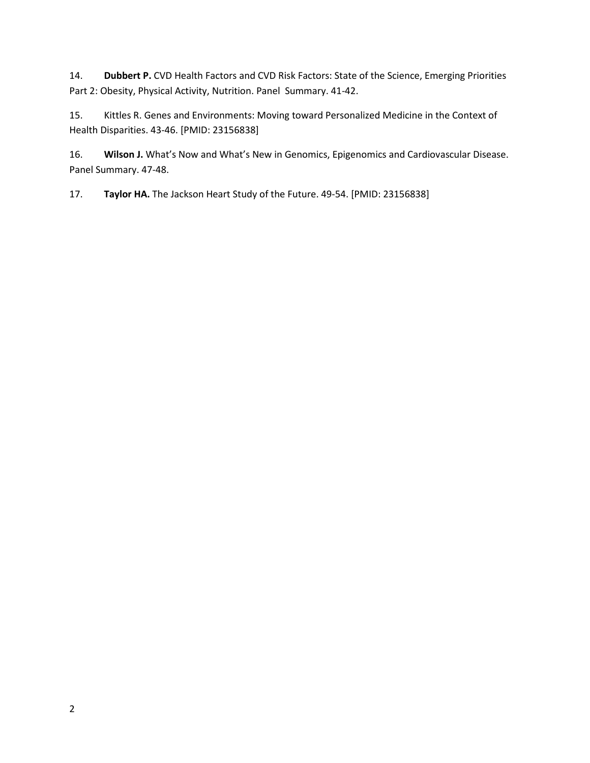14. **Dubbert P.** CVD Health Factors and CVD Risk Factors: State of the Science, Emerging Priorities Part 2: Obesity, Physical Activity, Nutrition. Panel Summary. 41-42.

15. Kittles R. Genes and Environments: Moving toward Personalized Medicine in the Context of Health Disparities. 43-46. [PMID: 23156838]

16. **Wilson J.** What's Now and What's New in Genomics, Epigenomics and Cardiovascular Disease. Panel Summary. 47-48.

17. **Taylor HA.** The Jackson Heart Study of the Future. 49-54. [PMID: 23156838]